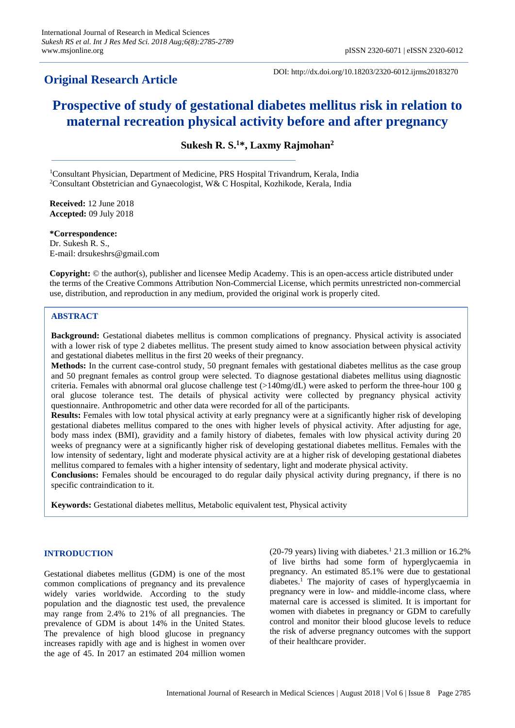# Original Research Article

DOI: http://dx.doi.org/10.18203/2320-6012.ijrms20183270

# Prospective of study of gestational diabetes mellitus risk in relation to maternal recreation physical activity before and after pregnancy

**Sukesh R. S.[1]\*, Laxmy Rajmohan[2]**

[1]Consultant Physician, Department of Medicine, PRS Hospital Trivandrum, Kerala, India
[2]Consultant Obstetrician and Gynaecologist, W& C Hospital, Kozhikode, Kerala, India

**Received:** 12 June 2018
**Accepted:** 09 July 2018

**\*Correspondence:**
Dr. Sukesh R. S.,
E-mail: drsukeshrs@gmail.com

**Copyright:** © the author(s), publisher and licensee Medip Academy. This is an open-access article distributed under the terms of the Creative Commons Attribution Non-Commercial License, which permits unrestricted non-commercial use, distribution, and reproduction in any medium, provided the original work is properly cited.

## ABSTRACT

**Background:** Gestational diabetes mellitus is common complications of pregnancy. Physical activity is associated with a lower risk of type 2 diabetes mellitus. The present study aimed to know association between physical activity and gestational diabetes mellitus in the first 20 weeks of their pregnancy.

**Methods:** In the current case-control study, 50 pregnant females with gestational diabetes mellitus as the case group and 50 pregnant females as control group were selected. To diagnose gestational diabetes mellitus using diagnostic criteria. Females with abnormal oral glucose challenge test (>140mg/dL) were asked to perform the three-hour 100 g oral glucose tolerance test. The details of physical activity were collected by pregnancy physical activity questionnaire. Anthropometric and other data were recorded for all of the participants.

**Results:** Females with low total physical activity at early pregnancy were at a significantly higher risk of developing gestational diabetes mellitus compared to the ones with higher levels of physical activity. After adjusting for age, body mass index (BMI), gravidity and a family history of diabetes, females with low physical activity during 20 weeks of pregnancy were at a significantly higher risk of developing gestational diabetes mellitus. Females with the low intensity of sedentary, light and moderate physical activity are at a higher risk of developing gestational diabetes mellitus compared to females with a higher intensity of sedentary, light and moderate physical activity.

**Conclusions:** Females should be encouraged to do regular daily physical activity during pregnancy, if there is no specific contraindication to it.

**Keywords:** Gestational diabetes mellitus, Metabolic equivalent test, Physical activity

## INTRODUCTION

Gestational diabetes mellitus (GDM) is one of the most common complications of pregnancy and its prevalence widely varies worldwide. According to the study population and the diagnostic test used, the prevalence may range from 2.4% to 21% of all pregnancies. The prevalence of GDM is about 14% in the United States. The prevalence of high blood glucose in pregnancy increases rapidly with age and is highest in women over the age of 45. In 2017 an estimated 204 million women (20-79 years) living with diabetes.[1] 21.3 million or 16.2% of live births had some form of hyperglycaemia in pregnancy. An estimated 85.1% were due to gestational diabetes.[1] The majority of cases of hyperglycaemia in pregnancy were in low- and middle-income class, where maternal care is accessed is slimited. It is important for women with diabetes in pregnancy or GDM to carefully control and monitor their blood glucose levels to reduce the risk of adverse pregnancy outcomes with the support of their healthcare provider.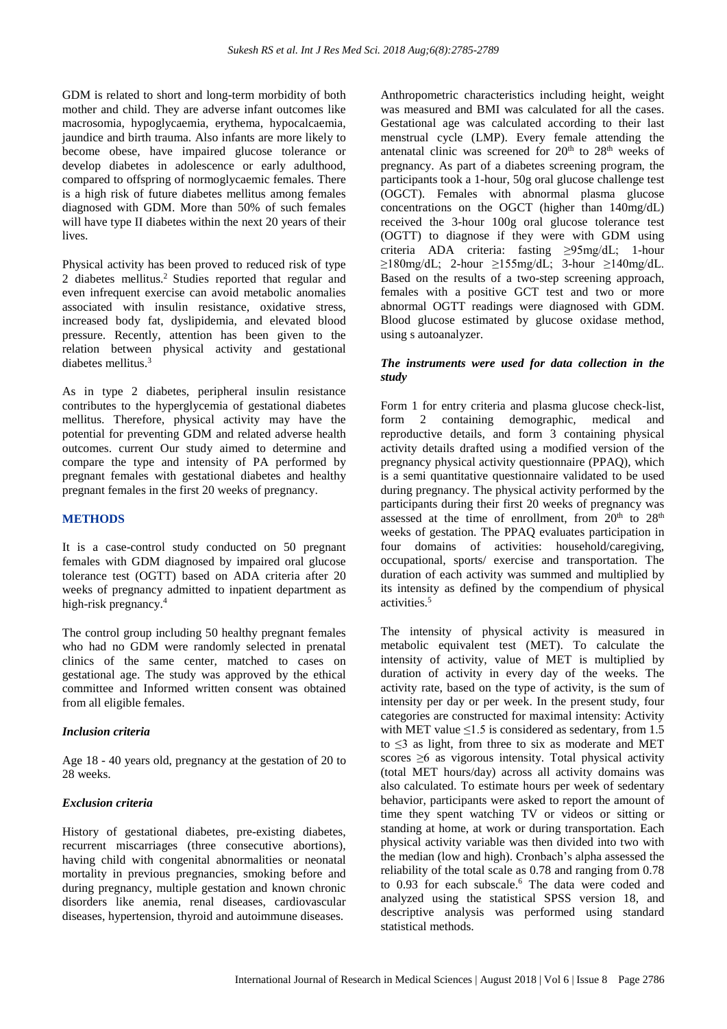GDM is related to short and long-term morbidity of both mother and child. They are adverse infant outcomes like macrosomia, hypoglycaemia, erythema, hypocalcaemia, jaundice and birth trauma. Also infants are more likely to become obese, have impaired glucose tolerance or develop diabetes in adolescence or early adulthood, compared to offspring of normoglycaemic females. There is a high risk of future diabetes mellitus among females diagnosed with GDM. More than 50% of such females will have type II diabetes within the next 20 years of their lives.

Physical activity has been proved to reduced risk of type 2 diabetes mellitus.[2] Studies reported that regular and even infrequent exercise can avoid metabolic anomalies associated with insulin resistance, oxidative stress, increased body fat, dyslipidemia, and elevated blood pressure. Recently, attention has been given to the relation between physical activity and gestational diabetes mellitus.[3]

As in type 2 diabetes, peripheral insulin resistance contributes to the hyperglycemia of gestational diabetes mellitus. Therefore, physical activity may have the potential for preventing GDM and related adverse health outcomes. current Our study aimed to determine and compare the type and intensity of PA performed by pregnant females with gestational diabetes and healthy pregnant females in the first 20 weeks of pregnancy.

## METHODS

It is a case-control study conducted on 50 pregnant females with GDM diagnosed by impaired oral glucose tolerance test (OGTT) based on ADA criteria after 20 weeks of pregnancy admitted to inpatient department as high-risk pregnancy.[4]

The control group including 50 healthy pregnant females who had no GDM were randomly selected in prenatal clinics of the same center, matched to cases on gestational age. The study was approved by the ethical committee and Informed written consent was obtained from all eligible females.

### *Inclusion criteria*

Age 18 - 40 years old, pregnancy at the gestation of 20 to 28 weeks.

### *Exclusion criteria*

History of gestational diabetes, pre-existing diabetes, recurrent miscarriages (three consecutive abortions), having child with congenital abnormalities or neonatal mortality in previous pregnancies, smoking before and during pregnancy, multiple gestation and known chronic disorders like anemia, renal diseases, cardiovascular diseases, hypertension, thyroid and autoimmune diseases.

Anthropometric characteristics including height, weight was measured and BMI was calculated for all the cases. Gestational age was calculated according to their last menstrual cycle (LMP). Every female attending the antenatal clinic was screened for $20^{th}$ to $28^{th}$ weeks of pregnancy. As part of a diabetes screening program, the participants took a 1-hour, 50g oral glucose challenge test (OGCT). Females with abnormal plasma glucose concentrations on the OGCT (higher than 140mg/dL) received the 3-hour 100g oral glucose tolerance test (OGTT) to diagnose if they were with GDM using criteria ADA criteria: fasting ≥95mg/dL; 1-hour ≥180mg/dL; 2-hour ≥155mg/dL; 3-hour ≥140mg/dL. Based on the results of a two-step screening approach, females with a positive GCT test and two or more abnormal OGTT readings were diagnosed with GDM. Blood glucose estimated by glucose oxidase method, using s autoanalyzer.

### *The instruments were used for data collection in the study*

Form 1 for entry criteria and plasma glucose check-list, form 2 containing demographic, medical and reproductive details, and form 3 containing physical activity details drafted using a modified version of the pregnancy physical activity questionnaire (PPAQ), which is a semi quantitative questionnaire validated to be used during pregnancy. The physical activity performed by the participants during their first 20 weeks of pregnancy was assessed at the time of enrollment, from $20^{th}$ to $28^{th}$ weeks of gestation. The PPAQ evaluates participation in four domains of activities: household/caregiving, occupational, sports/ exercise and transportation. The duration of each activity was summed and multiplied by its intensity as defined by the compendium of physical activities.[5]

The intensity of physical activity is measured in metabolic equivalent test (MET). To calculate the intensity of activity, value of MET is multiplied by duration of activity in every day of the weeks. The activity rate, based on the type of activity, is the sum of intensity per day or per week. In the present study, four categories are constructed for maximal intensity: Activity with MET value ≤1.5 is considered as sedentary, from 1.5 to ≤3 as light, from three to six as moderate and MET scores ≥6 as vigorous intensity. Total physical activity (total MET hours/day) across all activity domains was also calculated. To estimate hours per week of sedentary behavior, participants were asked to report the amount of time they spent watching TV or videos or sitting or standing at home, at work or during transportation. Each physical activity variable was then divided into two with the median (low and high). Cronbach's alpha assessed the reliability of the total scale as 0.78 and ranging from 0.78 to 0.93 for each subscale.[6] The data were coded and analyzed using the statistical SPSS version 18, and descriptive analysis was performed using standard statistical methods.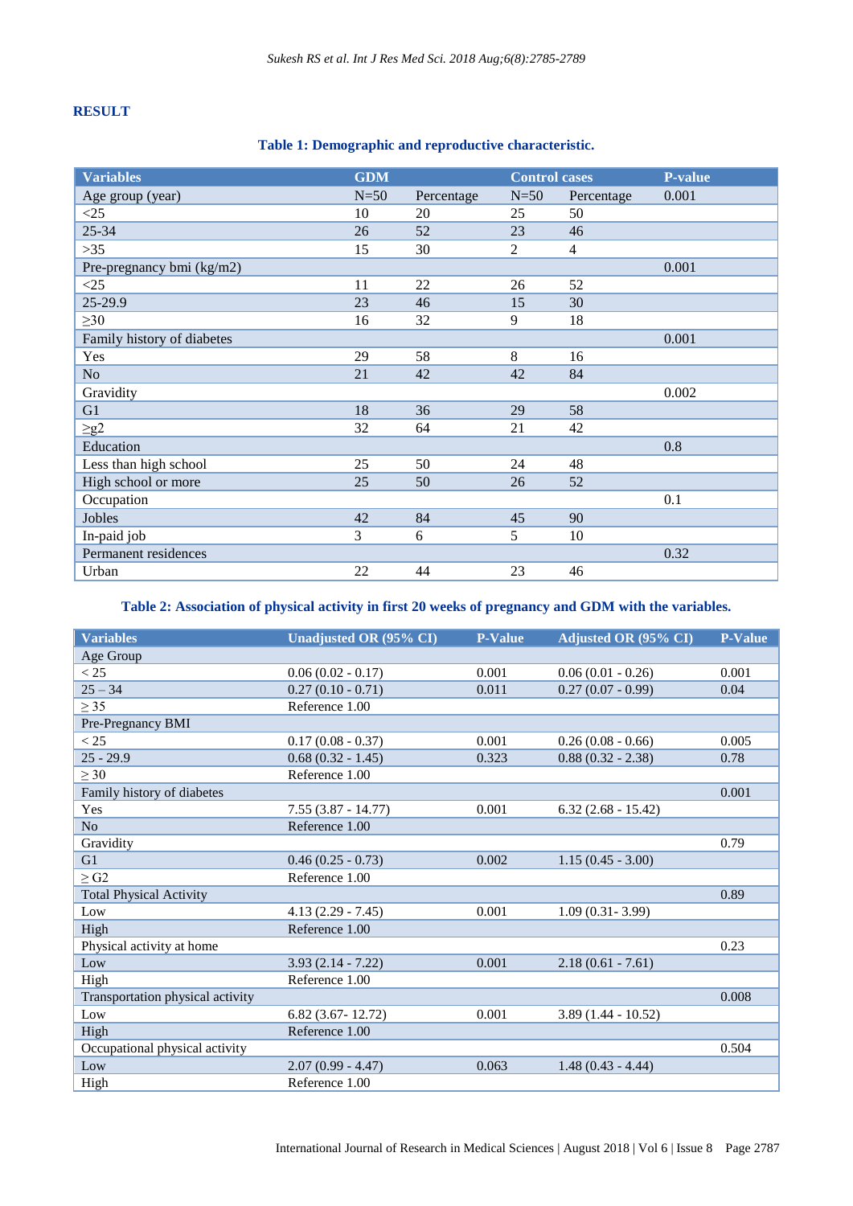## RESULT

**Table 1: Demographic and reproductive characteristic.**

| Variables | GDM | | Control cases | | P-value |
|---|---|---|---|---|---|
| Age group (year) | N=50 | Percentage | N=50 | Percentage | 0.001 |
| <25 | 10 | 20 | 25 | 50 | |
| 25-34 | 26 | 52 | 23 | 46 | |
| >35 | 15 | 30 | 2 | 4 | |
| Pre-pregnancy bmi (kg/m2) | | | | | 0.001 |
| <25 | 11 | 22 | 26 | 52 | |
| 25-29.9 | 23 | 46 | 15 | 30 | |
| ≥30 | 16 | 32 | 9 | 18 | |
| Family history of diabetes | | | | | 0.001 |
| Yes | 29 | 58 | 8 | 16 | |
| No | 21 | 42 | 42 | 84 | |
| Gravidity | | | | | 0.002 |
| G1 | 18 | 36 | 29 | 58 | |
| ≥g2 | 32 | 64 | 21 | 42 | |
| Education | | | | | 0.8 |
| Less than high school | 25 | 50 | 24 | 48 | |
| High school or more | 25 | 50 | 26 | 52 | |
| Occupation | | | | | 0.1 |
| Jobles | 42 | 84 | 45 | 90 | |
| In-paid job | 3 | 6 | 5 | 10 | |
| Permanent residences | | | | | 0.32 |
| Urban | 22 | 44 | 23 | 46 | |

**Table 2: Association of physical activity in first 20 weeks of pregnancy and GDM with the variables.**

| Variables | Unadjusted OR (95% CI) | P-Value | Adjusted OR (95% CI) | P-Value |
|---|---|---|---|---|
| Age Group | | | | |
| < 25 | 0.06 (0.02 - 0.17) | 0.001 | 0.06 (0.01 - 0.26) | 0.001 |
| 25 – 34 | 0.27 (0.10 - 0.71) | 0.011 | 0.27 (0.07 - 0.99) | 0.04 |
| ≥ 35 | Reference 1.00 | | | |
| Pre-Pregnancy BMI | | | | |
| < 25 | 0.17 (0.08 - 0.37) | 0.001 | 0.26 (0.08 - 0.66) | 0.005 |
| 25 - 29.9 | 0.68 (0.32 - 1.45) | 0.323 | 0.88 (0.32 - 2.38) | 0.78 |
| ≥ 30 | Reference 1.00 | | | |
| Family history of diabetes | | | | 0.001 |
| Yes | 7.55 (3.87 - 14.77) | 0.001 | 6.32 (2.68 - 15.42) | |
| No | Reference 1.00 | | | |
| Gravidity | | | | 0.79 |
| G1 | 0.46 (0.25 - 0.73) | 0.002 | 1.15 (0.45 - 3.00) | |
| ≥ G2 | Reference 1.00 | | | |
| Total Physical Activity | | | | 0.89 |
| Low | 4.13 (2.29 - 7.45) | 0.001 | 1.09 (0.31- 3.99) | |
| High | Reference 1.00 | | | |
| Physical activity at home | | | | 0.23 |
| Low | 3.93 (2.14 - 7.22) | 0.001 | 2.18 (0.61 - 7.61) | |
| High | Reference 1.00 | | | |
| Transportation physical activity | | | | 0.008 |
| Low | 6.82 (3.67- 12.72) | 0.001 | 3.89 (1.44 - 10.52) | |
| High | Reference 1.00 | | | |
| Occupational physical activity | | | | 0.504 |
| Low | 2.07 (0.99 - 4.47) | 0.063 | 1.48 (0.43 - 4.44) | |
| High | Reference 1.00 | | | |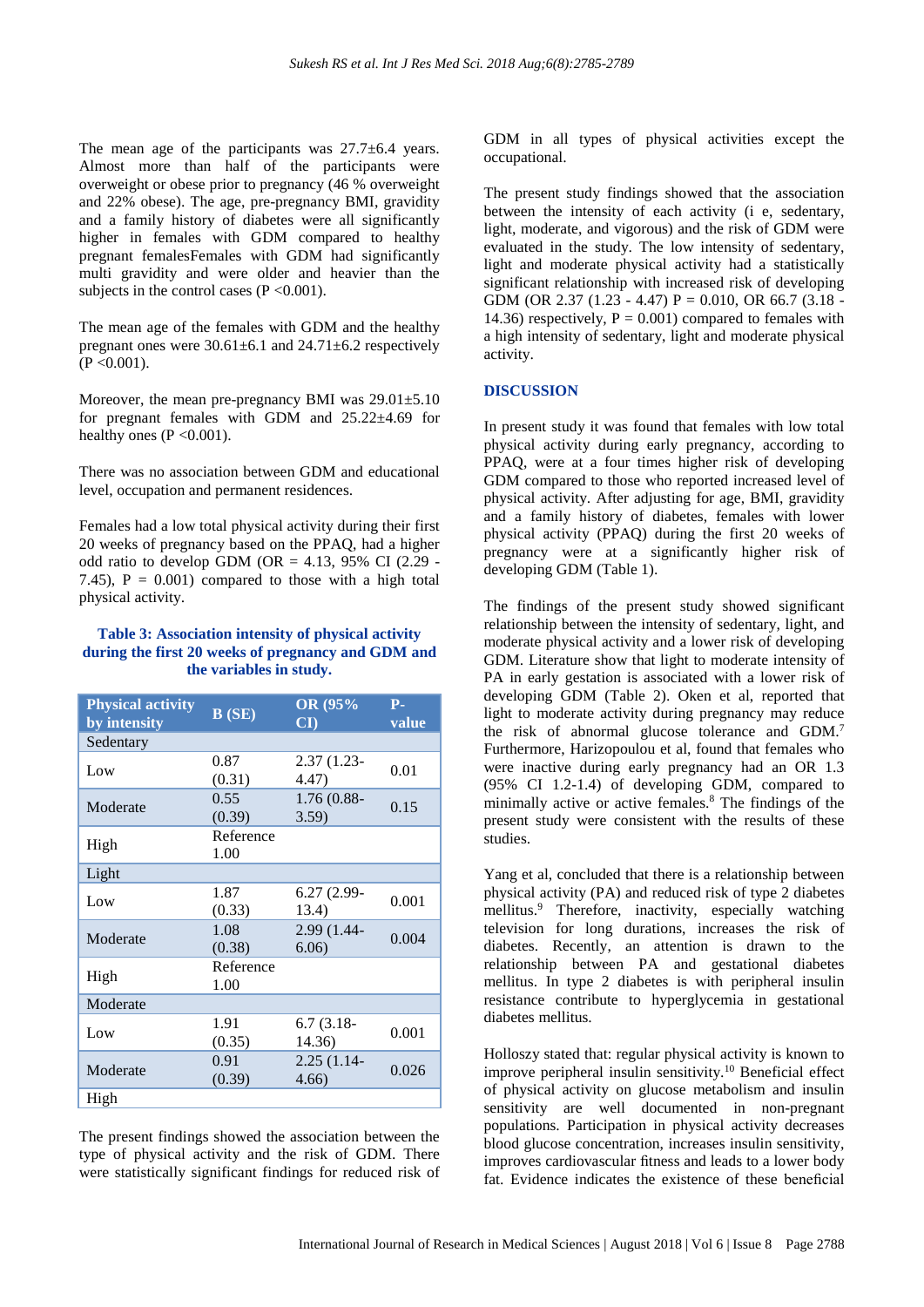The mean age of the participants was 27.7±6.4 years. Almost more than half of the participants were overweight or obese prior to pregnancy (46 % overweight and 22% obese). The age, pre-pregnancy BMI, gravidity and a family history of diabetes were all significantly higher in females with GDM compared to healthy pregnant femalesFemales with GDM had significantly multi gravidity and were older and heavier than the subjects in the control cases (P <0.001).

The mean age of the females with GDM and the healthy pregnant ones were 30.61±6.1 and 24.71±6.2 respectively (P <0.001).

Moreover, the mean pre-pregnancy BMI was 29.01±5.10 for pregnant females with GDM and 25.22±4.69 for healthy ones (P <0.001).

There was no association between GDM and educational level, occupation and permanent residences.

Females had a low total physical activity during their first 20 weeks of pregnancy based on the PPAQ, had a higher odd ratio to develop GDM (OR = 4.13, 95% CI (2.29 - 7.45), P = 0.001) compared to those with a high total physical activity.

**Table 3: Association intensity of physical activity during the first 20 weeks of pregnancy and GDM and the variables in study.**

| Physical activity by intensity | B (SE) | OR (95% CI) | P-value |
|---|---|---|---|
| Sedentary | | | |
| Low | 0.87 (0.31) | 2.37 (1.23-4.47) | 0.01 |
| Moderate | 0.55 (0.39) | 1.76 (0.88-3.59) | 0.15 |
| High | Reference 1.00 | | |
| Light | | | |
| Low | 1.87 (0.33) | 6.27 (2.99-13.4) | 0.001 |
| Moderate | 1.08 (0.38) | 2.99 (1.44-6.06) | 0.004 |
| High | Reference 1.00 | | |
| Moderate | | | |
| Low | 1.91 (0.35) | 6.7 (3.18-14.36) | 0.001 |
| Moderate | 0.91 (0.39) | 2.25 (1.14-4.66) | 0.026 |
| High | | | |

The present findings showed the association between the type of physical activity and the risk of GDM. There were statistically significant findings for reduced risk of GDM in all types of physical activities except the occupational.

The present study findings showed that the association between the intensity of each activity (i e, sedentary, light, moderate, and vigorous) and the risk of GDM were evaluated in the study. The low intensity of sedentary, light and moderate physical activity had a statistically significant relationship with increased risk of developing GDM (OR 2.37 (1.23 - 4.47) P = 0.010, OR 66.7 (3.18 - 14.36) respectively, P = 0.001) compared to females with a high intensity of sedentary, light and moderate physical activity.

## DISCUSSION

In present study it was found that females with low total physical activity during early pregnancy, according to PPAQ, were at a four times higher risk of developing GDM compared to those who reported increased level of physical activity. After adjusting for age, BMI, gravidity and a family history of diabetes, females with lower physical activity (PPAQ) during the first 20 weeks of pregnancy were at a significantly higher risk of developing GDM (Table 1).

The findings of the present study showed significant relationship between the intensity of sedentary, light, and moderate physical activity and a lower risk of developing GDM. Literature show that light to moderate intensity of PA in early gestation is associated with a lower risk of developing GDM (Table 2). Oken et al, reported that light to moderate activity during pregnancy may reduce the risk of abnormal glucose tolerance and GDM.[7] Furthermore, Harizopoulou et al, found that females who were inactive during early pregnancy had an OR 1.3 (95% CI 1.2-1.4) of developing GDM, compared to minimally active or active females.[8] The findings of the present study were consistent with the results of these studies.

Yang et al, concluded that there is a relationship between physical activity (PA) and reduced risk of type 2 diabetes mellitus.[9] Therefore, inactivity, especially watching television for long durations, increases the risk of diabetes. Recently, an attention is drawn to the relationship between PA and gestational diabetes mellitus. In type 2 diabetes is with peripheral insulin resistance contribute to hyperglycemia in gestational diabetes mellitus.

Holloszy stated that: regular physical activity is known to improve peripheral insulin sensitivity.[10] Beneficial effect of physical activity on glucose metabolism and insulin sensitivity are well documented in non-pregnant populations. Participation in physical activity decreases blood glucose concentration, increases insulin sensitivity, improves cardiovascular fitness and leads to a lower body fat. Evidence indicates the existence of these beneficial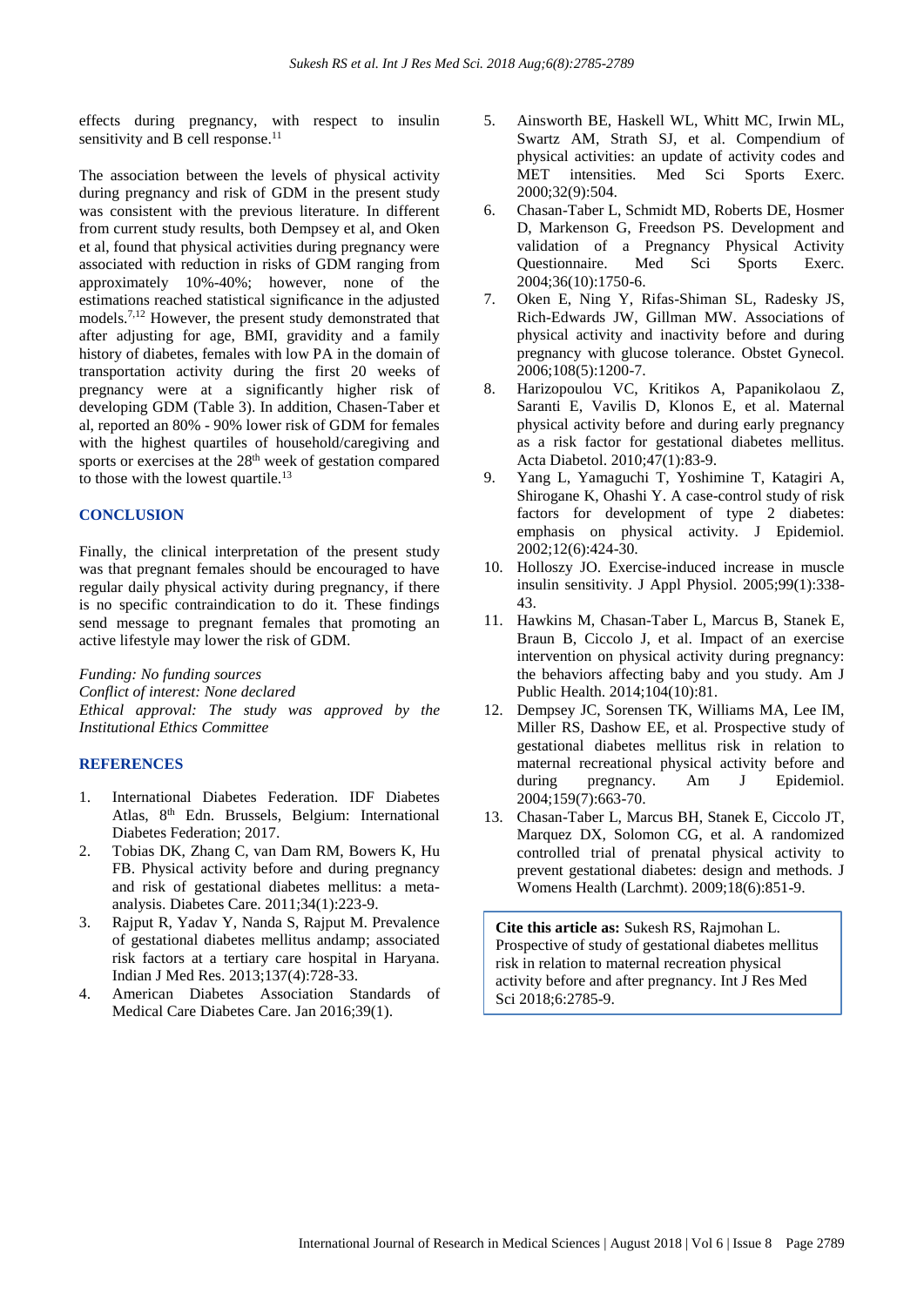effects during pregnancy, with respect to insulin sensitivity and B cell response.[11]

The association between the levels of physical activity during pregnancy and risk of GDM in the present study was consistent with the previous literature. In different from current study results, both Dempsey et al, and Oken et al, found that physical activities during pregnancy were associated with reduction in risks of GDM ranging from approximately 10%-40%; however, none of the estimations reached statistical significance in the adjusted models.[7,12] However, the present study demonstrated that after adjusting for age, BMI, gravidity and a family history of diabetes, females with low PA in the domain of transportation activity during the first 20 weeks of pregnancy were at a significantly higher risk of developing GDM (Table 3). In addition, Chasen-Taber et al, reported an 80% - 90% lower risk of GDM for females with the highest quartiles of household/caregiving and sports or exercises at the 28th week of gestation compared to those with the lowest quartile.[13]

## CONCLUSION

Finally, the clinical interpretation of the present study was that pregnant females should be encouraged to have regular daily physical activity during pregnancy, if there is no specific contraindication to do it. These findings send message to pregnant females that promoting an active lifestyle may lower the risk of GDM.

*Funding: No funding sources*
*Conflict of interest: None declared*
*Ethical approval: The study was approved by the Institutional Ethics Committee*

## REFERENCES

1. International Diabetes Federation. IDF Diabetes Atlas, 8th Edn. Brussels, Belgium: International Diabetes Federation; 2017.
2. Tobias DK, Zhang C, van Dam RM, Bowers K, Hu FB. Physical activity before and during pregnancy and risk of gestational diabetes mellitus: a meta-analysis. Diabetes Care. 2011;34(1):223-9.
3. Rajput R, Yadav Y, Nanda S, Rajput M. Prevalence of gestational diabetes mellitus andamp; associated risk factors at a tertiary care hospital in Haryana. Indian J Med Res. 2013;137(4):728-33.
4. American Diabetes Association Standards of Medical Care Diabetes Care. Jan 2016;39(1).
5. Ainsworth BE, Haskell WL, Whitt MC, Irwin ML, Swartz AM, Strath SJ, et al. Compendium of physical activities: an update of activity codes and MET intensities. Med Sci Sports Exerc. 2000;32(9):504.
6. Chasan-Taber L, Schmidt MD, Roberts DE, Hosmer D, Markenson G, Freedson PS. Development and validation of a Pregnancy Physical Activity Questionnaire. Med Sci Sports Exerc. 2004;36(10):1750-6.
7. Oken E, Ning Y, Rifas-Shiman SL, Radesky JS, Rich-Edwards JW, Gillman MW. Associations of physical activity and inactivity before and during pregnancy with glucose tolerance. Obstet Gynecol. 2006;108(5):1200-7.
8. Harizopoulou VC, Kritikos A, Papanikolaou Z, Saranti E, Vavilis D, Klonos E, et al. Maternal physical activity before and during early pregnancy as a risk factor for gestational diabetes mellitus. Acta Diabetol. 2010;47(1):83-9.
9. Yang L, Yamaguchi T, Yoshimine T, Katagiri A, Shirogane K, Ohashi Y. A case-control study of risk factors for development of type 2 diabetes: emphasis on physical activity. J Epidemiol. 2002;12(6):424-30.
10. Holloszy JO. Exercise-induced increase in muscle insulin sensitivity. J Appl Physiol. 2005;99(1):338-43.
11. Hawkins M, Chasan-Taber L, Marcus B, Stanek E, Braun B, Ciccolo J, et al. Impact of an exercise intervention on physical activity during pregnancy: the behaviors affecting baby and you study. Am J Public Health. 2014;104(10):81.
12. Dempsey JC, Sorensen TK, Williams MA, Lee IM, Miller RS, Dashow EE, et al. Prospective study of gestational diabetes mellitus risk in relation to maternal recreational physical activity before and during pregnancy. Am J Epidemiol. 2004;159(7):663-70.
13. Chasan-Taber L, Marcus BH, Stanek E, Ciccolo JT, Marquez DX, Solomon CG, et al. A randomized controlled trial of prenatal physical activity to prevent gestational diabetes: design and methods. J Womens Health (Larchmt). 2009;18(6):851-9.

**Cite this article as:** Sukesh RS, Rajmohan L. Prospective of study of gestational diabetes mellitus risk in relation to maternal recreation physical activity before and after pregnancy. Int J Res Med Sci 2018;6:2785-9.